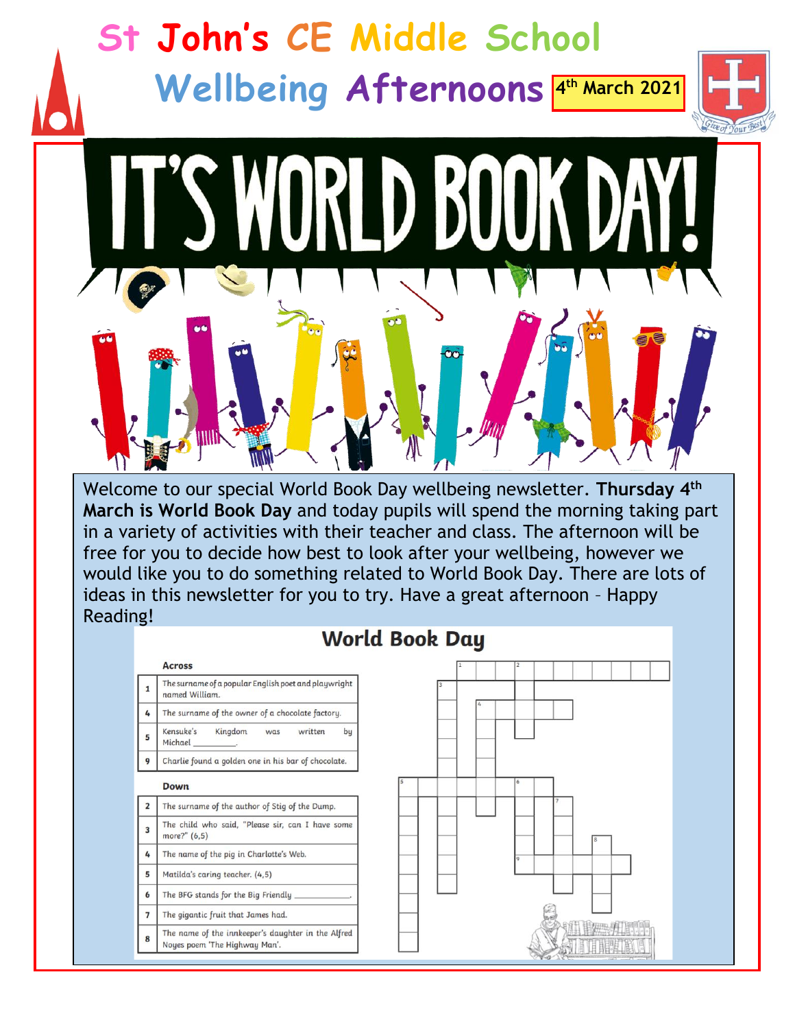# St John's CE Middle School

## Wellbeing Afternoons

4th March 2021

# IT'S WORLD BOOK DAY!

Welcome to our special World Book Day wellbeing newsletter. **Thursday 4th March is World Book Day** and today pupils will spend the morning taking part in a variety of activities with their teacher and class. The afternoon will be free for you to decide how best to look after your wellbeing, however we would like you to do something related to World Book Day. There are lots of ideas in this newsletter for you to try. Have a great afternoon – Happy Reading!

## World Book Day

**Across**

| | |
|---|---|
| 1 | The surname of a popular English poet and playwright named William. |
| 4 | The surname of the owner of a chocolate factory. |
| 5 | Kensuke's Kingdom was written by Michael ________. |
| 9 | Charlie found a golden one in his bar of chocolate. |

**Down**

| | |
|---|---|
| 2 | The surname of the author of Stig of the Dump. |
| 3 | The child who said, "Please sir, can I have some more?" (6,5) |
| 4 | The name of the pig in Charlotte's Web. |
| 5 | Matilda's caring teacher. (4,5) |
| 6 | The BFG stands for the Big Friendly ________. |
| 7 | The gigantic fruit that James had. |
| 8 | The name of the innkeeper's daughter in the Alfred Noyes poem 'The Highway Man'. |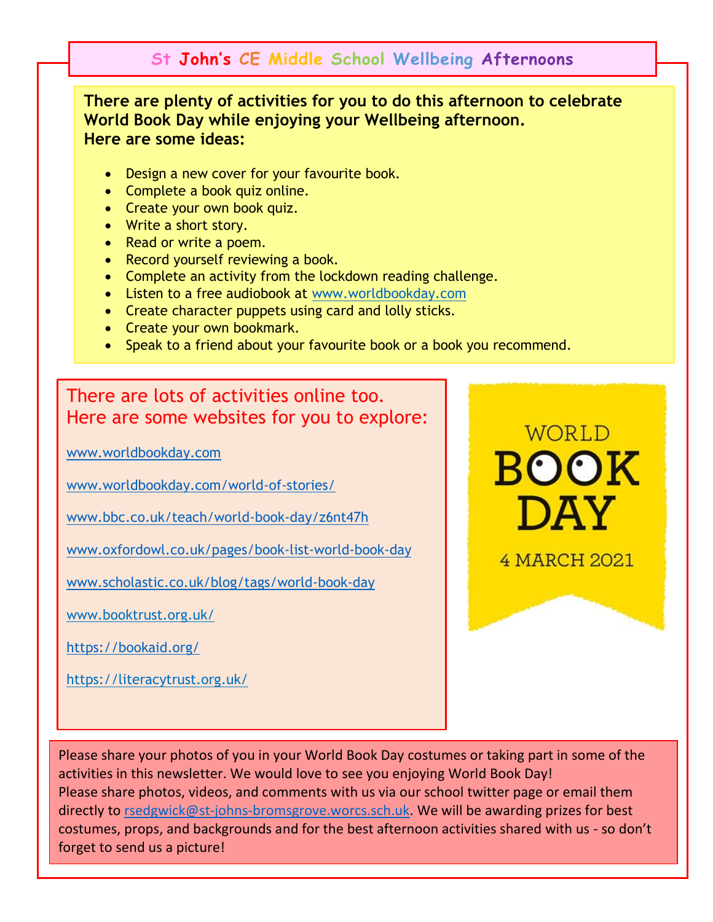# St John's CE Middle School Wellbeing Afternoons

**There are plenty of activities for you to do this afternoon to celebrate World Book Day while enjoying your Wellbeing afternoon.**
**Here are some ideas:**

- Design a new cover for your favourite book.
- Complete a book quiz online.
- Create your own book quiz.
- Write a short story.
- Read or write a poem.
- Record yourself reviewing a book.
- Complete an activity from the lockdown reading challenge.
- Listen to a free audiobook at www.worldbookday.com
- Create character puppets using card and lolly sticks.
- Create your own bookmark.
- Speak to a friend about your favourite book or a book you recommend.

## There are lots of activities online too. Here are some websites for you to explore:

www.worldbookday.com

www.worldbookday.com/world-of-stories/

www.bbc.co.uk/teach/world-book-day/z6nt47h

www.oxfordowl.co.uk/pages/book-list-world-book-day

www.scholastic.co.uk/blog/tags/world-book-day

www.booktrust.org.uk/

https://bookaid.org/

https://literacytrust.org.uk/

WORLD BOOK DAY
4 MARCH 2021

Please share your photos of you in your World Book Day costumes or taking part in some of the activities in this newsletter. We would love to see you enjoying World Book Day!
Please share photos, videos, and comments with us via our school twitter page or email them directly to rsedgwick@st-johns-bromsgrove.worcs.sch.uk. We will be awarding prizes for best costumes, props, and backgrounds and for the best afternoon activities shared with us - so don't forget to send us a picture!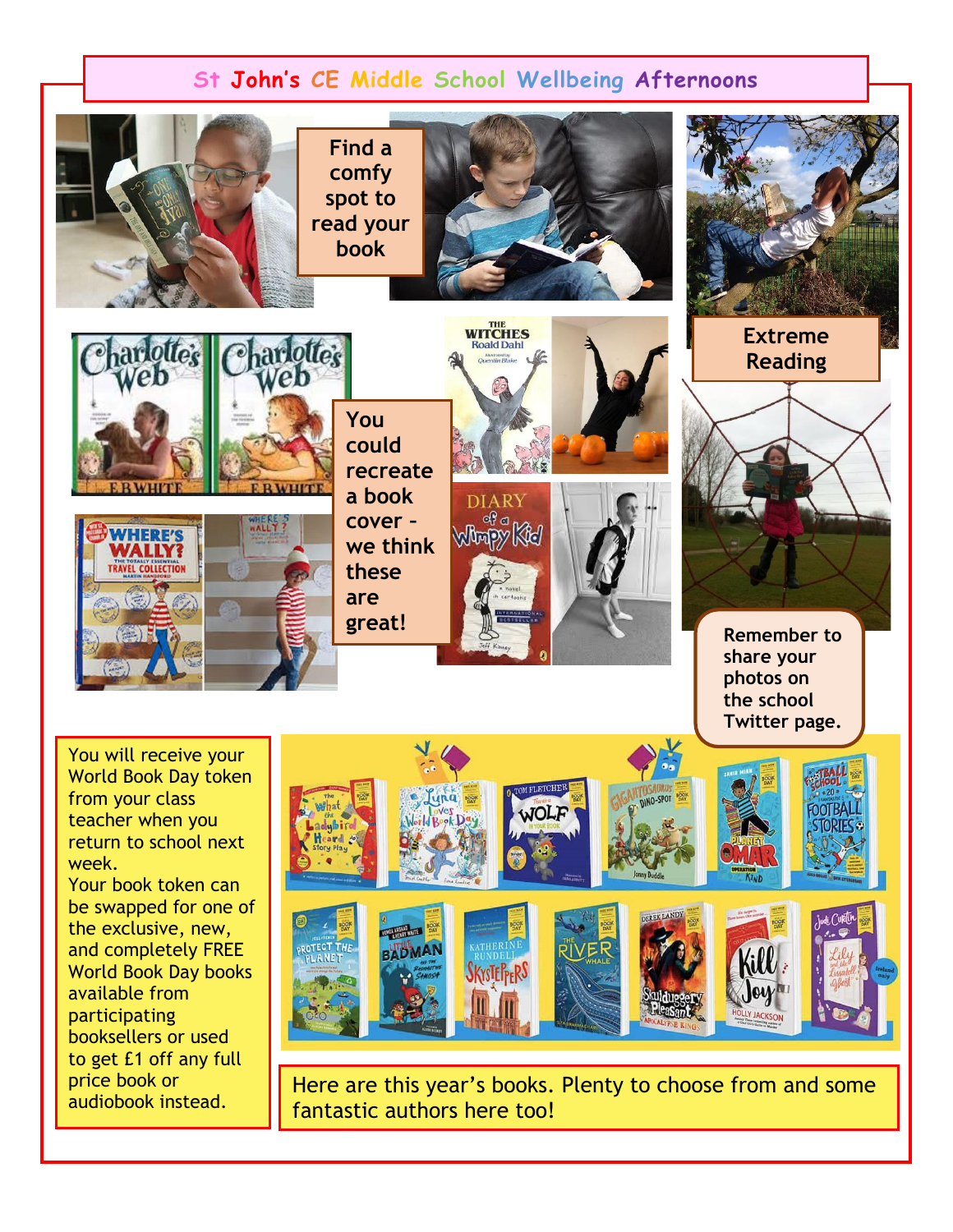# St John's CE Middle School Wellbeing Afternoons

Find a comfy spot to read your book

Extreme Reading

You could recreate a book cover – we think these are great!

Remember to share your photos on the school Twitter page.

You will receive your World Book Day token from your class teacher when you return to school next week.
Your book token can be swapped for one of the exclusive, new, and completely FREE World Book Day books available from participating booksellers or used to get £1 off any full price book or audiobook instead.

Here are this year's books. Plenty to choose from and some fantastic authors here too!